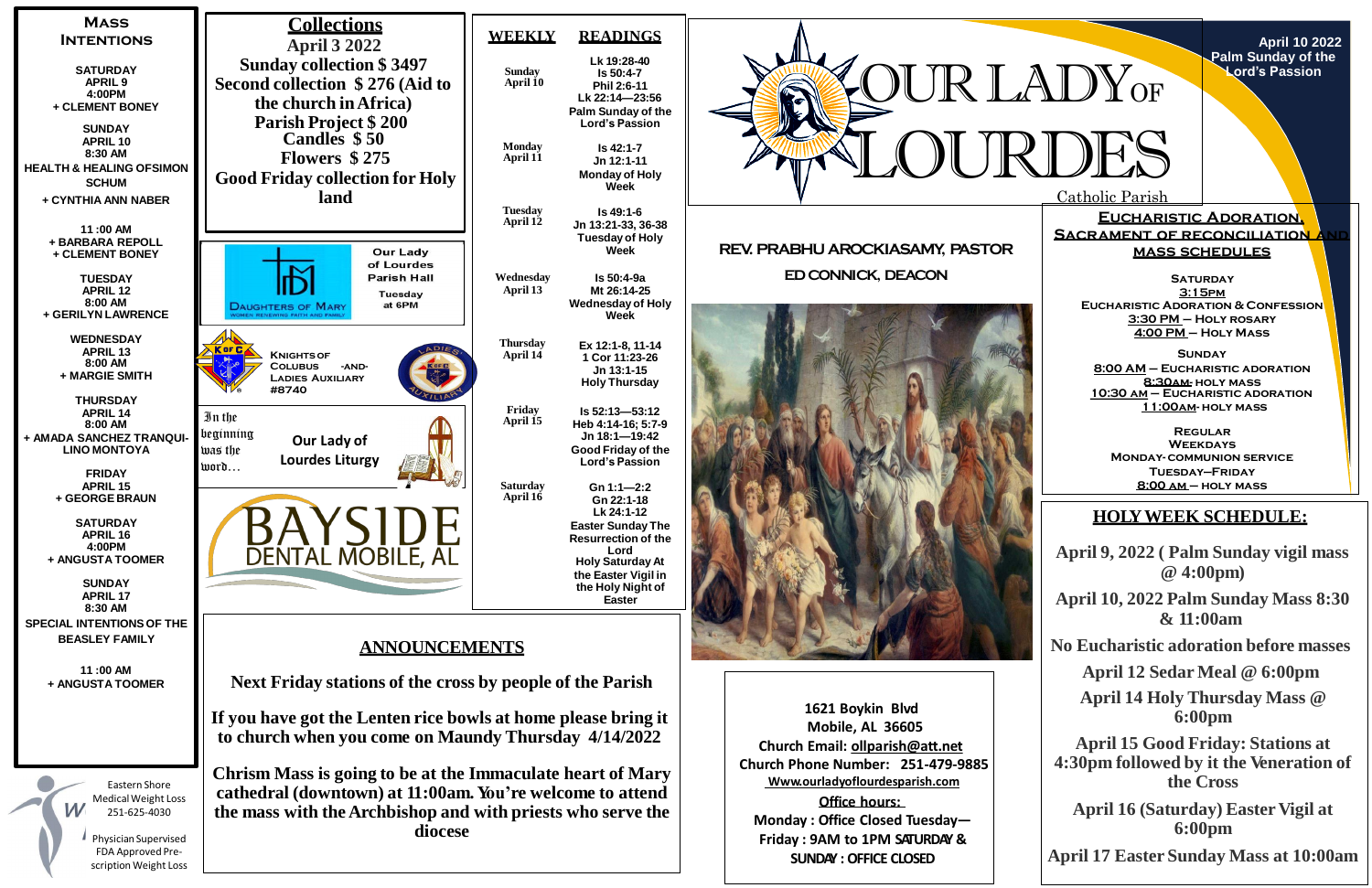# OUR LADY OF LOURDES

Catholic Parish

**April 10 2022**
**Palm Sunday of the Lord's Passion**

**REV. PRABHU AROCKIASAMY, PASTOR**

**ED CONNICK, DEACON**

## Mass Intentions

**SATURDAY**
**APRIL 9**
**4:00PM**
**+ CLEMENT BONEY**

**SUNDAY**
**APRIL 10**
**8:30 AM**
**HEALTH & HEALING OFSIMON SCHUM**
**+ CYNTHIA ANN NABER**

**11 :00 AM**
**+ BARBARA REPOLL**
**+ CLEMENT BONEY**

**TUESDAY**
**APRIL 12**
**8:00 AM**
**+ GERILYN LAWRENCE**

**WEDNESDAY**
**APRIL 13**
**8:00 AM**
**+ MARGIE SMITH**

**THURSDAY**
**APRIL 14**
**8:00 AM**
**+ AMADA SANCHEZ TRANQUI-LINO MONTOYA**

**FRIDAY**
**APRIL 15**
**+ GEORGE BRAUN**

**SATURDAY**
**APRIL 16**
**4:00PM**
**+ ANGUSTA TOOMER**

**SUNDAY**
**APRIL 17**
**8:30 AM**
**SPECIAL INTENTIONS OF THE BEASLEY FAMILY**

**11 :00 AM**
**+ ANGUSTA TOOMER**

Eastern Shore Medical Weight Loss
251-625-4030

Physician Supervised FDA Approved Pre-scription Weight Loss

## Collections

**April 3 2022**
**Sunday collection $ 3497**
**Second collection $ 276 (Aid to the church in Africa)**
**Parish Project $ 200**
**Candles $ 50**
**Flowers $ 275**
**Good Friday collection for Holy land**

Daughters of Mary — Women renewing faith and family

**Our Lady of Lourdes Parish Hall**
**Tuesday at 6PM**

**Knights of Colubus -and- Ladies Auxiliary #8740**

*In the beginning was the word…*

**Our Lady of Lourdes Liturgy**

BAYSIDE DENTAL MOBILE, AL

## Weekly Readings

| WEEKLY | READINGS |
|---|---|
| Sunday April 10 | Lk 19:28-40, Is 50:4-7, Phil 2:6-11, Lk 22:14—23:56, Palm Sunday of the Lord's Passion |
| Monday April 11 | Is 42:1-7, Jn 12:1-11, Monday of Holy Week |
| Tuesday April 12 | Is 49:1-6, Jn 13:21-33, 36-38, Tuesday of Holy Week |
| Wednesday April 13 | Is 50:4-9a, Mt 26:14-25, Wednesday of Holy Week |
| Thursday April 14 | Ex 12:1-8, 11-14, 1 Cor 11:23-26, Jn 13:1-15, Holy Thursday |
| Friday April 15 | Is 52:13—53:12, Heb 4:14-16; 5:7-9, Jn 18:1—19:42, Good Friday of the Lord's Passion |
| Saturday April 16 | Gn 1:1—2:2, Gn 22:1-18, Lk 24:1-12, Easter Sunday The Resurrection of the Lord, Holy Saturday At the Easter Vigil in the Holy Night of Easter |

## ANNOUNCEMENTS

**Next Friday stations of the cross by people of the Parish**

**If you have got the Lenten rice bowls at home please bring it to church when you come on Maundy Thursday 4/14/2022**

**Chrism Mass is going to be at the Immaculate heart of Mary cathedral (downtown) at 11:00am. You're welcome to attend the mass with the Archbishop and with priests who serve the diocese**

**1621 Boykin Blvd**
**Mobile, AL 36605**
**Church Email: ollparish@att.net**
**Church Phone Number: 251-479-9885**
**Www.ourladyoflourdesparish.com**

**Office hours:**
**Monday : Office Closed Tuesday—Friday : 9AM to 1PM SATURDAY & SUNDAY : OFFICE CLOSED**

## Eucharistic Adoration, Sacrament of Reconciliation and Mass Schedules

**Saturday**
**3:15pm**
**Eucharistic Adoration & Confession**
**3:30 PM – Holy Rosary**
**4:00 PM – Holy Mass**

**Sunday**
**8:00 AM – Eucharistic adoration**
**8:30am: Holy Mass**
**10:30 am – Eucharistic adoration**
**11:00am- Holy Mass**

**Regular Weekdays**
**Monday- Communion Service**
**Tuesday–Friday**
**8:00 am – Holy Mass**

## HOLY WEEK SCHEDULE:

**April 9, 2022 ( Palm Sunday vigil mass @ 4:00pm)**

**April 10, 2022 Palm Sunday Mass 8:30 & 11:00am**

**No Eucharistic adoration before masses**

**April 12 Sedar Meal @ 6:00pm**

**April 14 Holy Thursday Mass @ 6:00pm**

**April 15 Good Friday: Stations at 4:30pm followed by it the Veneration of the Cross**

**April 16 (Saturday) Easter Vigil at 6:00pm**

**April 17 Easter Sunday Mass at 10:00am**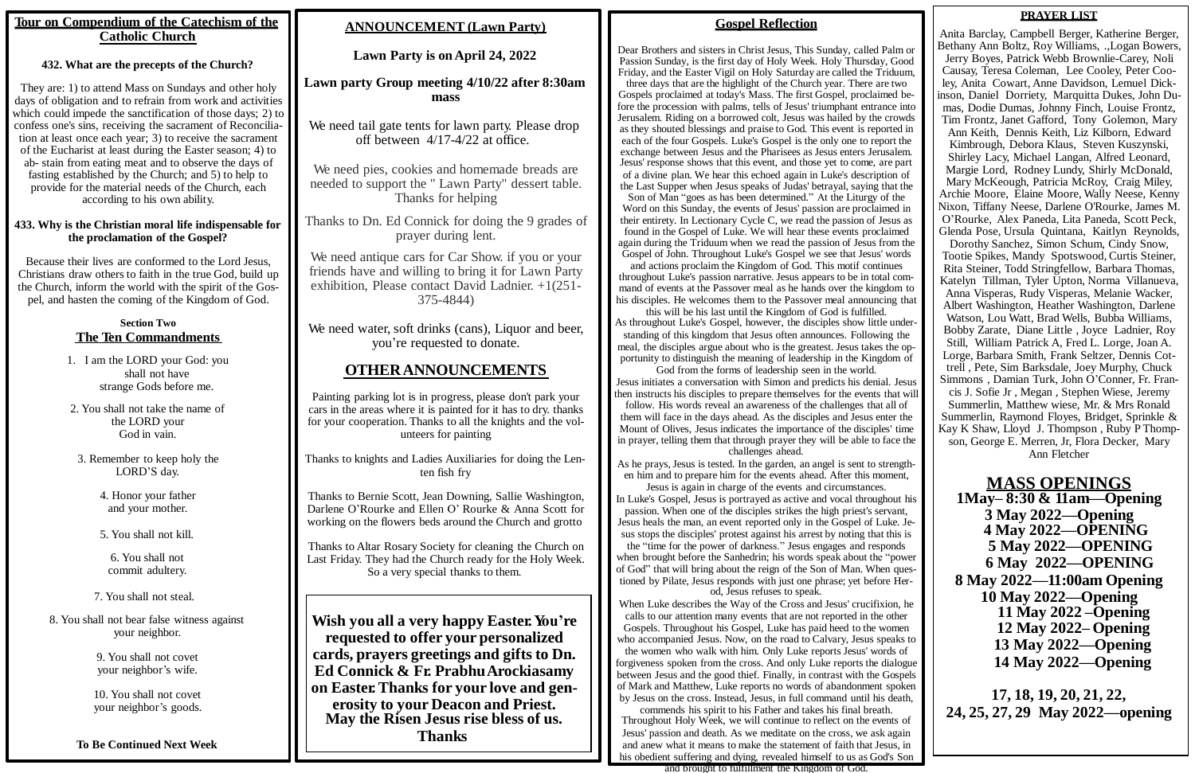## Tour on Compendium of the Catechism of the Catholic Church

**432. What are the precepts of the Church?**

They are: 1) to attend Mass on Sundays and other holy days of obligation and to refrain from work and activities which could impede the sanctification of those days; 2) to confess one's sins, receiving the sacrament of Reconciliation at least once each year; 3) to receive the sacrament of the Eucharist at least during the Easter season; 4) to ab- stain from eating meat and to observe the days of fasting established by the Church; and 5) to help to provide for the material needs of the Church, each according to his own ability.

**433. Why is the Christian moral life indispensable for the proclamation of the Gospel?**

Because their lives are conformed to the Lord Jesus, Christians draw others to faith in the true God, build up the Church, inform the world with the spirit of the Gospel, and hasten the coming of the Kingdom of God.

**Section Two**

### The Ten Commandments

1. I am the LORD your God: you shall not have strange Gods before me.
2. You shall not take the name of the LORD your God in vain.
3. Remember to keep holy the LORD'S day.
4. Honor your father and your mother.
5. You shall not kill.
6. You shall not commit adultery.
7. You shall not steal.
8. You shall not bear false witness against your neighbor.
9. You shall not covet your neighbor's wife.
10. You shall not covet your neighbor's goods.

**To Be Continued Next Week**

## ANNOUNCEMENT (Lawn Party)

**Lawn Party is on April 24, 2022**

**Lawn party Group meeting 4/10/22 after 8:30am mass**

We need tail gate tents for lawn party. Please drop off between 4/17-4/22 at office.

We need pies, cookies and homemade breads are needed to support the " Lawn Party" dessert table. Thanks for helping

Thanks to Dn. Ed Connick for doing the 9 grades of prayer during lent.

We need antique cars for Car Show. if you or your friends have and willing to bring it for Lawn Party exhibition, Please contact David Ladnier. +1(251-375-4844)

We need water, soft drinks (cans), Liquor and beer, you're requested to donate.

## OTHER ANNOUNCEMENTS

Painting parking lot is in progress, please don't park your cars in the areas where it is painted for it has to dry. thanks for your cooperation. Thanks to all the knights and the volunteers for painting

Thanks to knights and Ladies Auxiliaries for doing the Lenten fish fry

Thanks to Bernie Scott, Jean Downing, Sallie Washington, Darlene O'Rourke and Ellen O' Rourke & Anna Scott for working on the flowers beds around the Church and grotto

Thanks to Altar Rosary Society for cleaning the Church on Last Friday. They had the Church ready for the Holy Week. So a very special thanks to them.

**Wish you all a very happy Easter. You're requested to offer your personalized cards, prayers greetings and gifts to Dn. Ed Connick & Fr. Prabhu Arockiasamy on Easter. Thanks for your love and generosity to your Deacon and Priest. May the Risen Jesus rise bless of us. Thanks**

## Gospel Reflection

Dear Brothers and sisters in Christ Jesus, This Sunday, called Palm or Passion Sunday, is the first day of Holy Week. Holy Thursday, Good Friday, and the Easter Vigil on Holy Saturday are called the Triduum, three days that are the highlight of the Church year. There are two Gospels proclaimed at today's Mass. The first Gospel, proclaimed before the procession with palms, tells of Jesus' triumphant entrance into Jerusalem. Riding on a borrowed colt, Jesus was hailed by the crowds as they shouted blessings and praise to God. This event is reported in each of the four Gospels. Luke's Gospel is the only one to report the exchange between Jesus and the Pharisees as Jesus enters Jerusalem. Jesus' response shows that this event, and those yet to come, are part of a divine plan. We hear this echoed again in Luke's description of the Last Supper when Jesus speaks of Judas' betrayal, saying that the Son of Man "goes as has been determined." At the Liturgy of the Word on this Sunday, the events of Jesus' passion are proclaimed in their entirety. In Lectionary Cycle C, we read the passion of Jesus as found in the Gospel of Luke. We will hear these events proclaimed again during the Triduum when we read the passion of Jesus from the Gospel of John. Throughout Luke's Gospel we see that Jesus' words and actions proclaim the Kingdom of God. This motif continues throughout Luke's passion narrative. Jesus appears to be in total command of events at the Passover meal as he hands over the kingdom to his disciples. He welcomes them to the Passover meal announcing that this will be his last until the Kingdom of God is fulfilled.

As throughout Luke's Gospel, however, the disciples show little understanding of this kingdom that Jesus often announces. Following the meal, the disciples argue about who is the greatest. Jesus takes the opportunity to distinguish the meaning of leadership in the Kingdom of God from the forms of leadership seen in the world.

Jesus initiates a conversation with Simon and predicts his denial. Jesus then instructs his disciples to prepare themselves for the events that will follow. His words reveal an awareness of the challenges that all of them will face in the days ahead. As the disciples and Jesus enter the Mount of Olives, Jesus indicates the importance of the disciples' time in prayer, telling them that through prayer they will be able to face the challenges ahead.

As he prays, Jesus is tested. In the garden, an angel is sent to strengthen him and to prepare him for the events ahead. After this moment, Jesus is again in charge of the events and circumstances.

In Luke's Gospel, Jesus is portrayed as active and vocal throughout his passion. When one of the disciples strikes the high priest's servant, Jesus heals the man, an event reported only in the Gospel of Luke. Jesus stops the disciples' protest against his arrest by noting that this is the "time for the power of darkness." Jesus engages and responds when brought before the Sanhedrin; his words speak about the "power of God" that will bring about the reign of the Son of Man. When questioned by Pilate, Jesus responds with just one phrase; yet before Herod, Jesus refuses to speak.

When Luke describes the Way of the Cross and Jesus' crucifixion, he calls to our attention many events that are not reported in the other Gospels. Throughout his Gospel, Luke has paid heed to the women who accompanied Jesus. Now, on the road to Calvary, Jesus speaks to the women who walk with him. Only Luke reports Jesus' words of forgiveness spoken from the cross. And only Luke reports the dialogue between Jesus and the good thief. Finally, in contrast with the Gospels of Mark and Matthew, Luke reports no words of abandonment spoken by Jesus on the cross. Instead, Jesus, in full command until his death, commends his spirit to his Father and takes his final breath.

Throughout Holy Week, we will continue to reflect on the events of Jesus' passion and death. As we meditate on the cross, we ask again and anew what it means to make the statement of faith that Jesus, in his obedient suffering and dying, revealed himself to us as God's Son and brought to fulfillment the Kingdom of God.

## PRAYER LIST

Anita Barclay, Campbell Berger, Katherine Berger, Bethany Ann Boltz, Roy Williams, .,Logan Bowers, Jerry Boyes, Patrick Webb Brownlie-Carey, Noli Causay, Teresa Coleman, Lee Cooley, Peter Cooley, Anita Cowart, Anne Davidson, Lemuel Dickinson, Daniel Dorriety, Marquitta Dukes, John Dumas, Dodie Dumas, Johnny Finch, Louise Frontz, Tim Frontz, Janet Gafford, Tony Golemon, Mary Ann Keith, Dennis Keith, Liz Kilborn, Edward Kimbrough, Debora Klaus, Steven Kuszynski, Shirley Lacy, Michael Langan, Alfred Leonard, Margie Lord, Rodney Lundy, Shirly McDonald, Mary McKeough, Patricia McRoy, Craig Miley, Archie Moore, Elaine Moore, Wally Neese, Kenny Nixon, Tiffany Neese, Darlene O'Rourke, James M. O'Rourke, Alex Paneda, Lita Paneda, Scott Peck, Glenda Pose, Ursula Quintana, Kaitlyn Reynolds, Dorothy Sanchez, Simon Schum, Cindy Snow, Tootie Spikes, Mandy Spotswood, Curtis Steiner, Rita Steiner, Todd Stringfellow, Barbara Thomas, Katelyn Tillman, Tyler Upton, Norma Villanueva, Anna Visperas, Rudy Visperas, Melanie Wacker, Albert Washington, Heather Washington, Darlene Watson, Lou Watt, Brad Wells, Bubba Williams, Bobby Zarate, Diane Little , Joyce Ladnier, Roy Still, William Patrick A, Fred L. Lorge, Joan A. Lorge, Barbara Smith, Frank Seltzer, Dennis Cottrell , Pete, Sim Barksdale, Joey Murphy, Chuck Simmons , Damian Turk, John O'Conner, Fr. Francis J. Sofie Jr , Megan , Stephen Wiese, Jeremy Summerlin, Matthew wiese, Mr. & Mrs Ronald Summerlin, Raymond Floyes, Bridget, Sprinkle & Kay K Shaw, Lloyd J. Thompson , Ruby P Thompson, George E. Merren, Jr, Flora Decker, Mary Ann Fletcher

## MASS OPENINGS

**1May– 8:30 & 11am—Opening**
**3 May 2022—Opening**
**4 May 2022—OPENING**
**5 May 2022—OPENING**
**6 May 2022—OPENING**
**8 May 2022—11:00am Opening**
**10 May 2022—Opening**
**11 May 2022 –Opening**
**12 May 2022– Opening**
**13 May 2022—Opening**
**14 May 2022—Opening**

**17, 18, 19, 20, 21, 22, 24, 25, 27, 29 May 2022—opening**